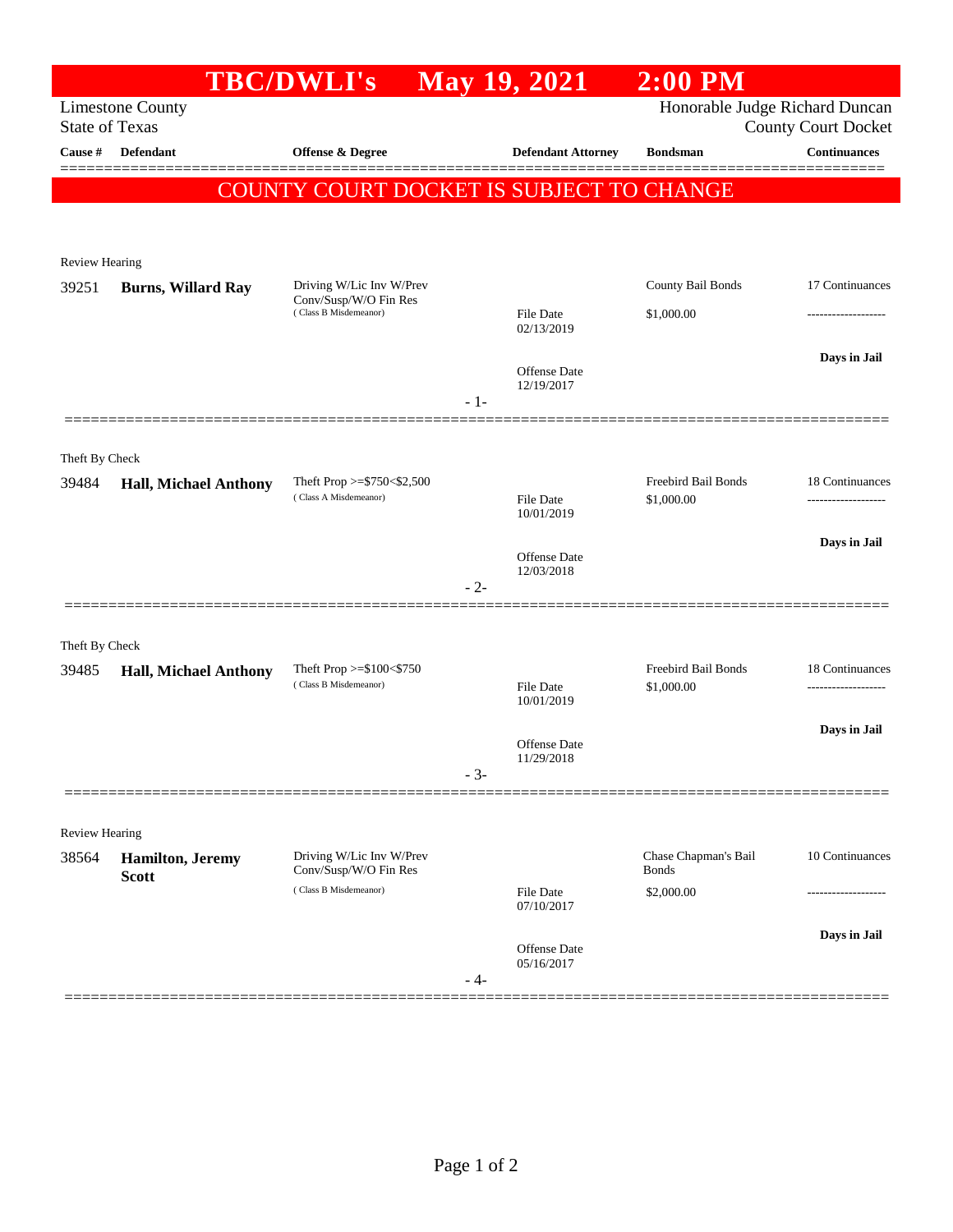# TBC/DWLI's May 19, 2021 2:00 PM

Limestone County
State of Texas

Honorable Judge Richard Duncan
County Court Docket

| Cause # | Defendant | Offense & Degree | Defendant Attorney | Bondsman | Continuances |
|---|---|---|---|---|---|

## COUNTY COURT DOCKET IS SUBJECT TO CHANGE

---

Review Hearing

| Cause # | Defendant | Offense & Degree | Defendant Attorney | Bondsman | Continuances |
|---|---|---|---|---|---|
| 39251 | **Burns, Willard Ray** | Driving W/Lic Inv W/Prev Conv/Susp/W/O Fin Res (Class B Misdemeanor) | File Date 02/13/2019<br>Offense Date 12/19/2017 | County Bail Bonds<br>$1,000.00 | 17 Continuances<br>-------------------<br>**Days in Jail** |

- 1-

---

Theft By Check

| Cause # | Defendant | Offense & Degree | Defendant Attorney | Bondsman | Continuances |
|---|---|---|---|---|---|
| 39484 | **Hall, Michael Anthony** | Theft Prop >=$750<$2,500 (Class A Misdemeanor) | File Date 10/01/2019<br>Offense Date 12/03/2018 | Freebird Bail Bonds<br>$1,000.00 | 18 Continuances<br>-------------------<br>**Days in Jail** |

- 2-

---

Theft By Check

| Cause # | Defendant | Offense & Degree | Defendant Attorney | Bondsman | Continuances |
|---|---|---|---|---|---|
| 39485 | **Hall, Michael Anthony** | Theft Prop >=$100<$750 (Class B Misdemeanor) | File Date 10/01/2019<br>Offense Date 11/29/2018 | Freebird Bail Bonds<br>$1,000.00 | 18 Continuances<br>-------------------<br>**Days in Jail** |

- 3-

---

Review Hearing

| Cause # | Defendant | Offense & Degree | Defendant Attorney | Bondsman | Continuances |
|---|---|---|---|---|---|
| 38564 | **Hamilton, Jeremy Scott** | Driving W/Lic Inv W/Prev Conv/Susp/W/O Fin Res (Class B Misdemeanor) | File Date 07/10/2017<br>Offense Date 05/16/2017 | Chase Chapman's Bail Bonds<br>$2,000.00 | 10 Continuances<br>-------------------<br>**Days in Jail** |

- 4-

---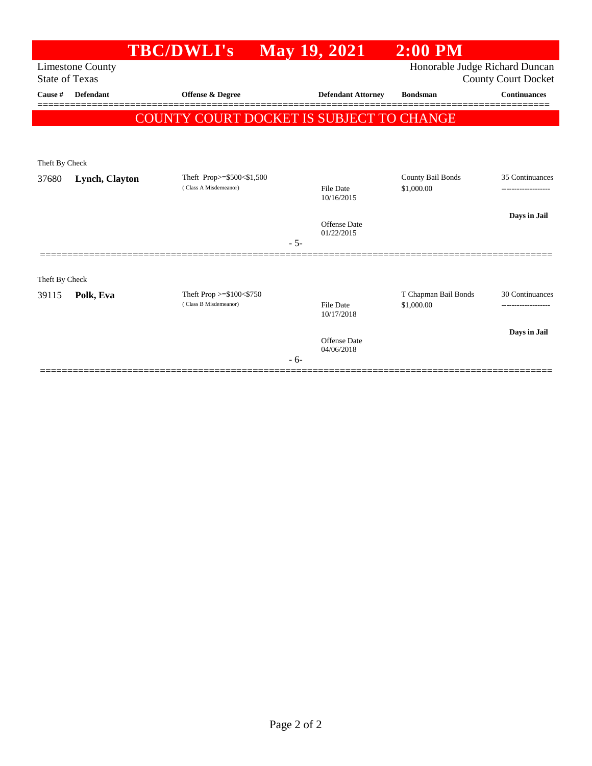# TBC/DWLI's May 19, 2021 2:00 PM

Limestone County
State of Texas

Honorable Judge Richard Duncan
County Court Docket

| Cause # | Defendant | Offense & Degree | Defendant Attorney | Bondsman | Continuances |
|---|---|---|---|---|---|

**COUNTY COURT DOCKET IS SUBJECT TO CHANGE**

Theft By Check

| Cause # | Defendant | Offense & Degree | Defendant Attorney | Bondsman | Continuances |
|---|---|---|---|---|---|
| 37680 | **Lynch, Clayton** | Theft Prop>=$500<$1,500 (Class A Misdemeanor) | File Date 10/16/2015<br>Offense Date 01/22/2015 | County Bail Bonds $1,000.00 | 35 Continuances<br>**Days in Jail** |

- 5-

Theft By Check

| Cause # | Defendant | Offense & Degree | Defendant Attorney | Bondsman | Continuances |
|---|---|---|---|---|---|
| 39115 | **Polk, Eva** | Theft Prop >=$100<$750 (Class B Misdemeanor) | File Date 10/17/2018<br>Offense Date 04/06/2018 | T Chapman Bail Bonds $1,000.00 | 30 Continuances<br>**Days in Jail** |

- 6-